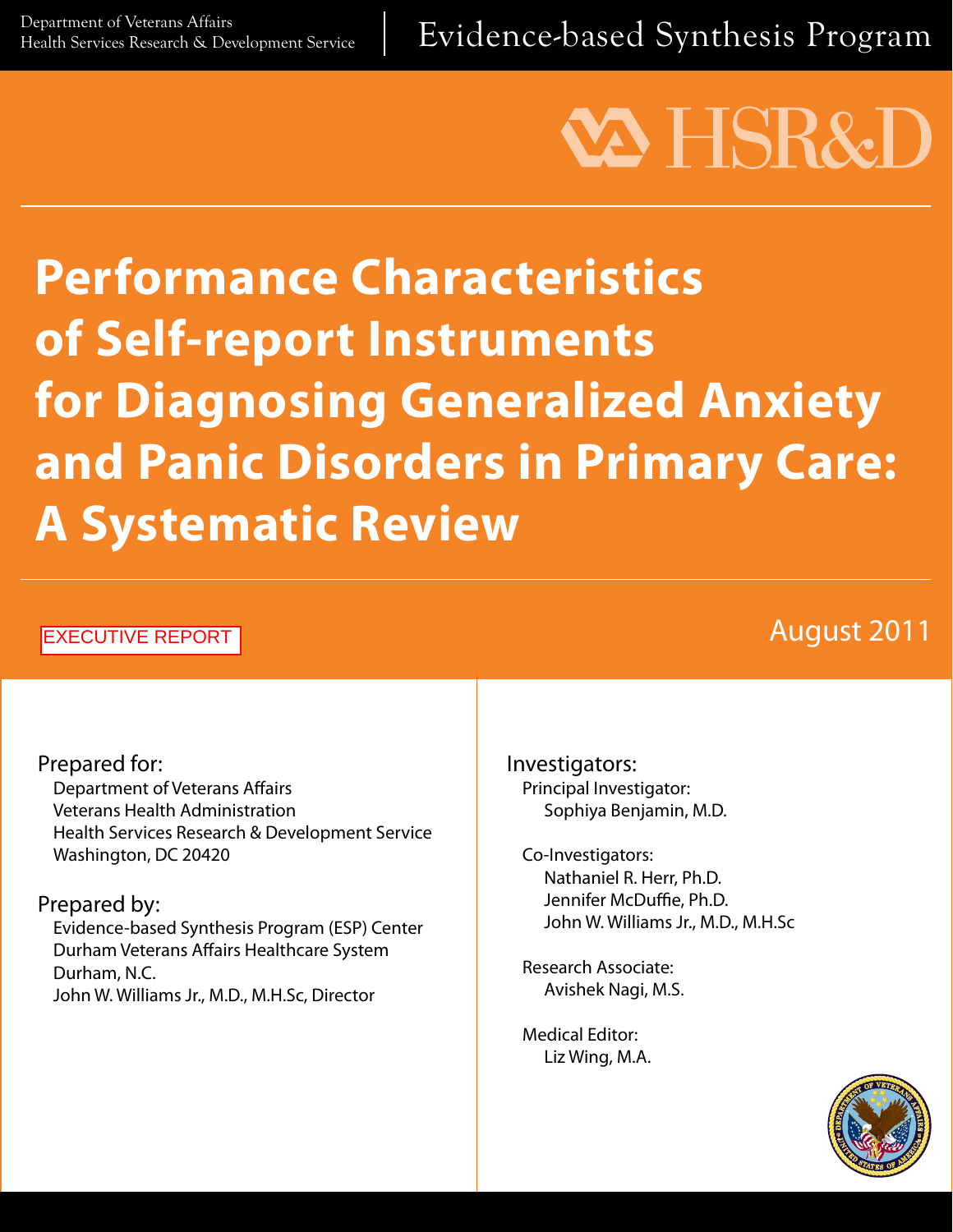Department of Veterans Affairs
Health Services Research & Development Service

Evidence-based Synthesis Program

HSR&D

# Performance Characteristics of Self-report Instruments for Diagnosing Generalized Anxiety and Panic Disorders in Primary Care: A Systematic Review

EXECUTIVE REPORT

August 2011

Prepared for:
Department of Veterans Affairs
Veterans Health Administration
Health Services Research & Development Service
Washington, DC 20420

Prepared by:
Evidence-based Synthesis Program (ESP) Center
Durham Veterans Affairs Healthcare System
Durham, N.C.
John W. Williams Jr., M.D., M.H.Sc, Director

Investigators:

Principal Investigator:
Sophiya Benjamin, M.D.

Co-Investigators:
Nathaniel R. Herr, Ph.D.
Jennifer McDuffie, Ph.D.
John W. Williams Jr., M.D., M.H.Sc

Research Associate:
Avishek Nagi, M.S.

Medical Editor:
Liz Wing, M.A.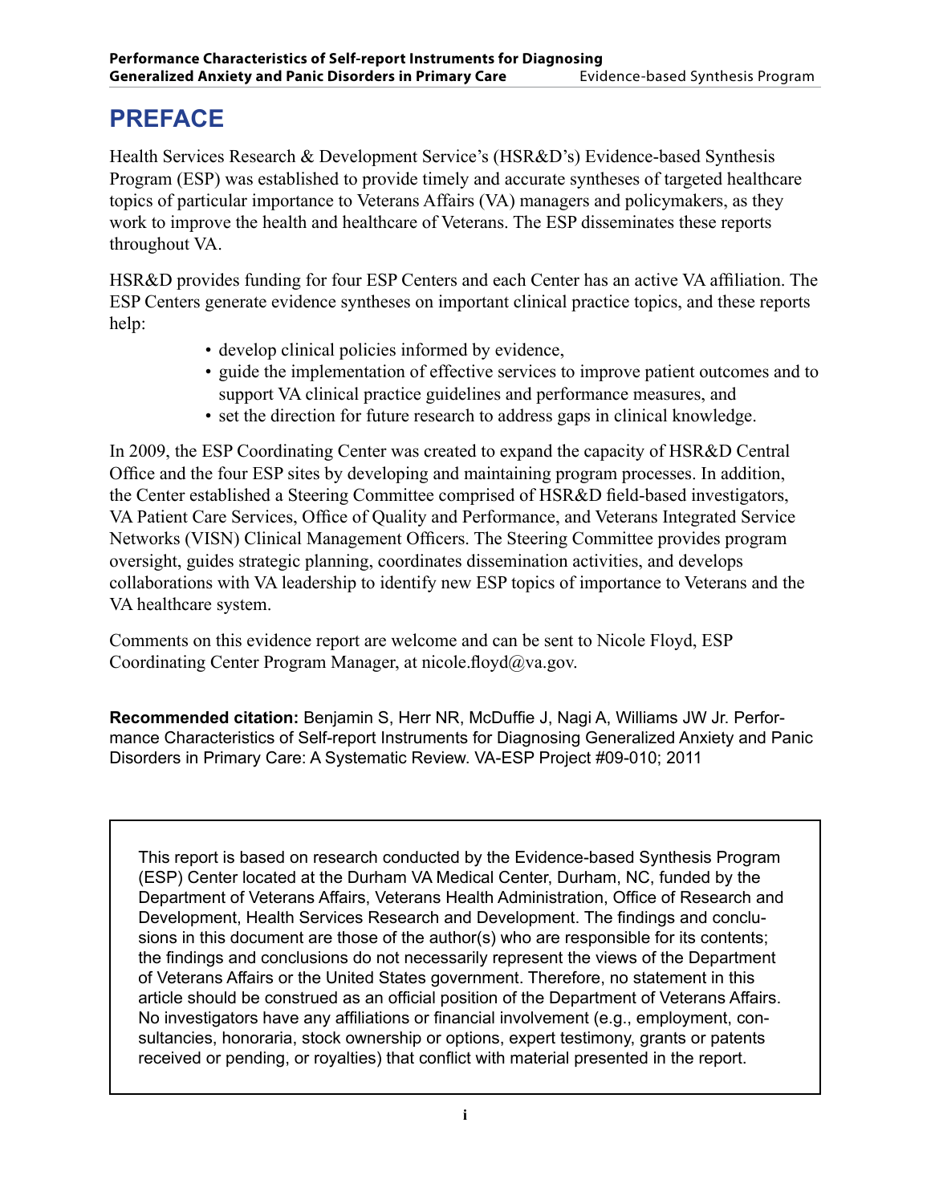# PREFACE

Health Services Research & Development Service's (HSR&D's) Evidence-based Synthesis Program (ESP) was established to provide timely and accurate syntheses of targeted healthcare topics of particular importance to Veterans Affairs (VA) managers and policymakers, as they work to improve the health and healthcare of Veterans. The ESP disseminates these reports throughout VA.

HSR&D provides funding for four ESP Centers and each Center has an active VA affiliation. The ESP Centers generate evidence syntheses on important clinical practice topics, and these reports help:

- develop clinical policies informed by evidence,
- guide the implementation of effective services to improve patient outcomes and to support VA clinical practice guidelines and performance measures, and
- set the direction for future research to address gaps in clinical knowledge.

In 2009, the ESP Coordinating Center was created to expand the capacity of HSR&D Central Office and the four ESP sites by developing and maintaining program processes. In addition, the Center established a Steering Committee comprised of HSR&D field-based investigators, VA Patient Care Services, Office of Quality and Performance, and Veterans Integrated Service Networks (VISN) Clinical Management Officers. The Steering Committee provides program oversight, guides strategic planning, coordinates dissemination activities, and develops collaborations with VA leadership to identify new ESP topics of importance to Veterans and the VA healthcare system.

Comments on this evidence report are welcome and can be sent to Nicole Floyd, ESP Coordinating Center Program Manager, at nicole.floyd@va.gov.

**Recommended citation:** Benjamin S, Herr NR, McDuffie J, Nagi A, Williams JW Jr. Performance Characteristics of Self-report Instruments for Diagnosing Generalized Anxiety and Panic Disorders in Primary Care: A Systematic Review. VA-ESP Project #09-010; 2011

This report is based on research conducted by the Evidence-based Synthesis Program (ESP) Center located at the Durham VA Medical Center, Durham, NC, funded by the Department of Veterans Affairs, Veterans Health Administration, Office of Research and Development, Health Services Research and Development. The findings and conclusions in this document are those of the author(s) who are responsible for its contents; the findings and conclusions do not necessarily represent the views of the Department of Veterans Affairs or the United States government. Therefore, no statement in this article should be construed as an official position of the Department of Veterans Affairs. No investigators have any affiliations or financial involvement (e.g., employment, consultancies, honoraria, stock ownership or options, expert testimony, grants or patents received or pending, or royalties) that conflict with material presented in the report.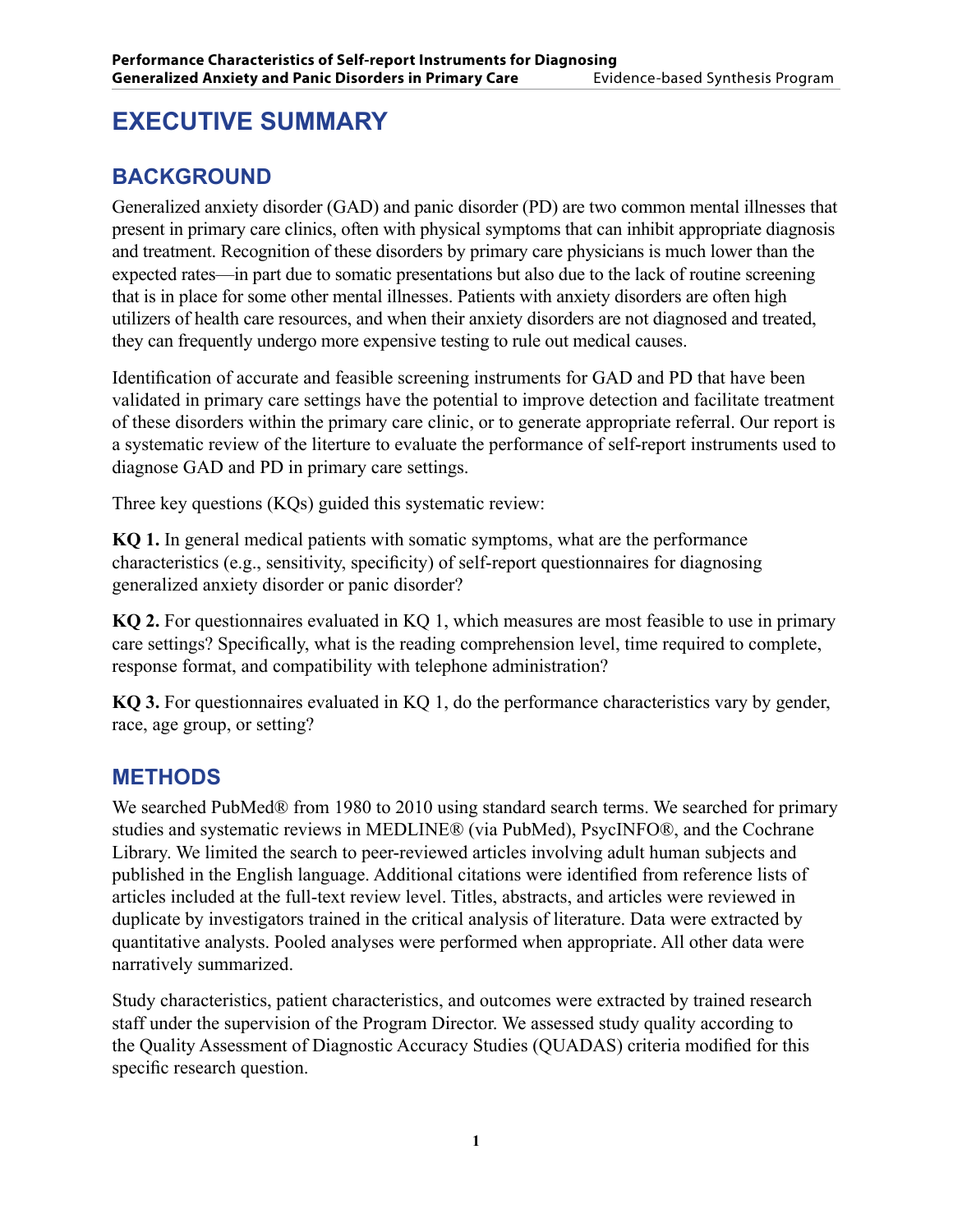# EXECUTIVE SUMMARY

## BACKGROUND

Generalized anxiety disorder (GAD) and panic disorder (PD) are two common mental illnesses that present in primary care clinics, often with physical symptoms that can inhibit appropriate diagnosis and treatment. Recognition of these disorders by primary care physicians is much lower than the expected rates—in part due to somatic presentations but also due to the lack of routine screening that is in place for some other mental illnesses. Patients with anxiety disorders are often high utilizers of health care resources, and when their anxiety disorders are not diagnosed and treated, they can frequently undergo more expensive testing to rule out medical causes.

Identification of accurate and feasible screening instruments for GAD and PD that have been validated in primary care settings have the potential to improve detection and facilitate treatment of these disorders within the primary care clinic, or to generate appropriate referral. Our report is a systematic review of the literture to evaluate the performance of self-report instruments used to diagnose GAD and PD in primary care settings.

Three key questions (KQs) guided this systematic review:

**KQ 1.** In general medical patients with somatic symptoms, what are the performance characteristics (e.g., sensitivity, specificity) of self-report questionnaires for diagnosing generalized anxiety disorder or panic disorder?

**KQ 2.** For questionnaires evaluated in KQ 1, which measures are most feasible to use in primary care settings? Specifically, what is the reading comprehension level, time required to complete, response format, and compatibility with telephone administration?

**KQ 3.** For questionnaires evaluated in KQ 1, do the performance characteristics vary by gender, race, age group, or setting?

## METHODS

We searched PubMed® from 1980 to 2010 using standard search terms. We searched for primary studies and systematic reviews in MEDLINE® (via PubMed), PsycINFO®, and the Cochrane Library. We limited the search to peer-reviewed articles involving adult human subjects and published in the English language. Additional citations were identified from reference lists of articles included at the full-text review level. Titles, abstracts, and articles were reviewed in duplicate by investigators trained in the critical analysis of literature. Data were extracted by quantitative analysts. Pooled analyses were performed when appropriate. All other data were narratively summarized.

Study characteristics, patient characteristics, and outcomes were extracted by trained research staff under the supervision of the Program Director. We assessed study quality according to the Quality Assessment of Diagnostic Accuracy Studies (QUADAS) criteria modified for this specific research question.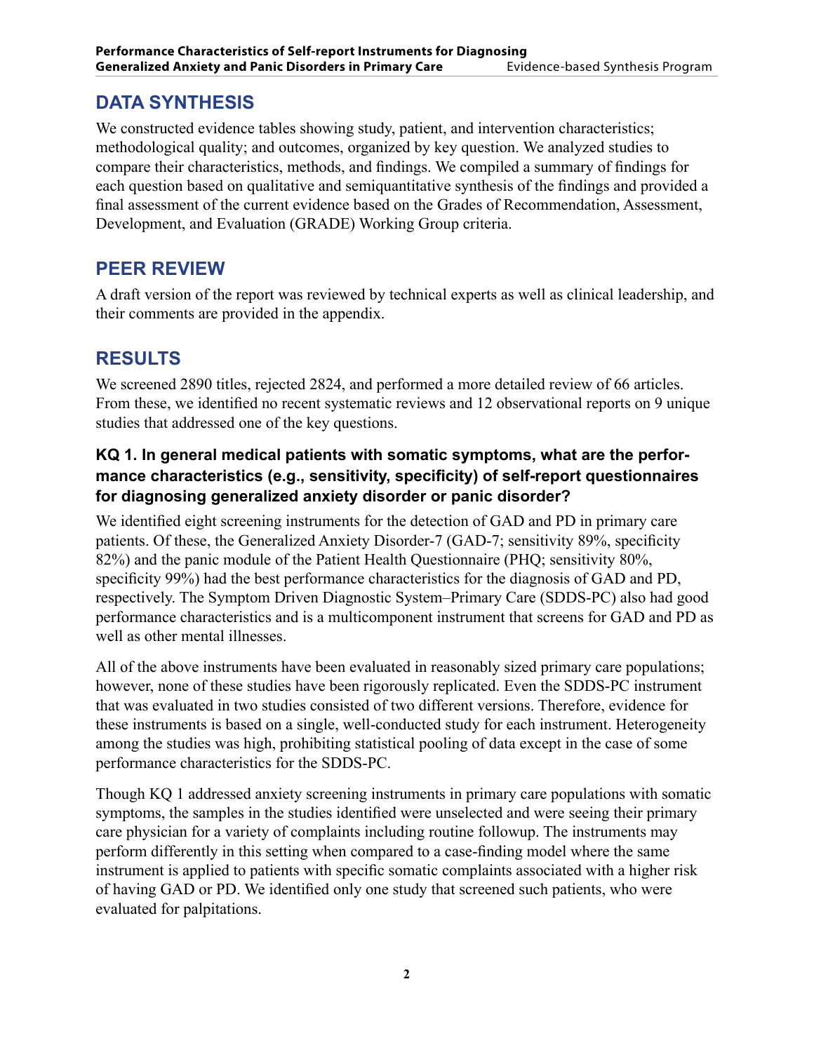## DATA SYNTHESIS

We constructed evidence tables showing study, patient, and intervention characteristics; methodological quality; and outcomes, organized by key question. We analyzed studies to compare their characteristics, methods, and findings. We compiled a summary of findings for each question based on qualitative and semiquantitative synthesis of the findings and provided a final assessment of the current evidence based on the Grades of Recommendation, Assessment, Development, and Evaluation (GRADE) Working Group criteria.

## PEER REVIEW

A draft version of the report was reviewed by technical experts as well as clinical leadership, and their comments are provided in the appendix.

## RESULTS

We screened 2890 titles, rejected 2824, and performed a more detailed review of 66 articles. From these, we identified no recent systematic reviews and 12 observational reports on 9 unique studies that addressed one of the key questions.

### KQ 1. In general medical patients with somatic symptoms, what are the performance characteristics (e.g., sensitivity, specificity) of self-report questionnaires for diagnosing generalized anxiety disorder or panic disorder?

We identified eight screening instruments for the detection of GAD and PD in primary care patients. Of these, the Generalized Anxiety Disorder-7 (GAD-7; sensitivity 89%, specificity 82%) and the panic module of the Patient Health Questionnaire (PHQ; sensitivity 80%, specificity 99%) had the best performance characteristics for the diagnosis of GAD and PD, respectively. The Symptom Driven Diagnostic System–Primary Care (SDDS-PC) also had good performance characteristics and is a multicomponent instrument that screens for GAD and PD as well as other mental illnesses.

All of the above instruments have been evaluated in reasonably sized primary care populations; however, none of these studies have been rigorously replicated. Even the SDDS-PC instrument that was evaluated in two studies consisted of two different versions. Therefore, evidence for these instruments is based on a single, well-conducted study for each instrument. Heterogeneity among the studies was high, prohibiting statistical pooling of data except in the case of some performance characteristics for the SDDS-PC.

Though KQ 1 addressed anxiety screening instruments in primary care populations with somatic symptoms, the samples in the studies identified were unselected and were seeing their primary care physician for a variety of complaints including routine followup. The instruments may perform differently in this setting when compared to a case-finding model where the same instrument is applied to patients with specific somatic complaints associated with a higher risk of having GAD or PD. We identified only one study that screened such patients, who were evaluated for palpitations.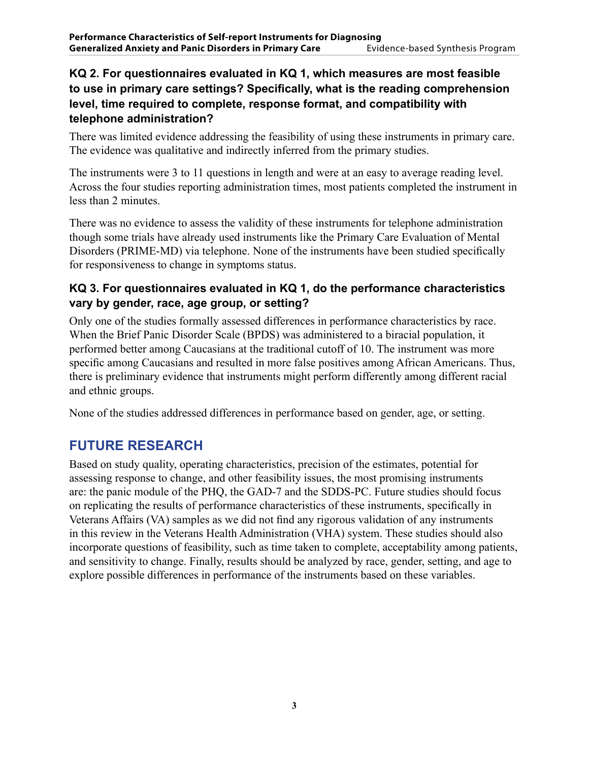### KQ 2. For questionnaires evaluated in KQ 1, which measures are most feasible to use in primary care settings? Specifically, what is the reading comprehension level, time required to complete, response format, and compatibility with telephone administration?

There was limited evidence addressing the feasibility of using these instruments in primary care. The evidence was qualitative and indirectly inferred from the primary studies.

The instruments were 3 to 11 questions in length and were at an easy to average reading level. Across the four studies reporting administration times, most patients completed the instrument in less than 2 minutes.

There was no evidence to assess the validity of these instruments for telephone administration though some trials have already used instruments like the Primary Care Evaluation of Mental Disorders (PRIME-MD) via telephone. None of the instruments have been studied specifically for responsiveness to change in symptoms status.

### KQ 3. For questionnaires evaluated in KQ 1, do the performance characteristics vary by gender, race, age group, or setting?

Only one of the studies formally assessed differences in performance characteristics by race. When the Brief Panic Disorder Scale (BPDS) was administered to a biracial population, it performed better among Caucasians at the traditional cutoff of 10. The instrument was more specific among Caucasians and resulted in more false positives among African Americans. Thus, there is preliminary evidence that instruments might perform differently among different racial and ethnic groups.

None of the studies addressed differences in performance based on gender, age, or setting.

## FUTURE RESEARCH

Based on study quality, operating characteristics, precision of the estimates, potential for assessing response to change, and other feasibility issues, the most promising instruments are: the panic module of the PHQ, the GAD-7 and the SDDS-PC. Future studies should focus on replicating the results of performance characteristics of these instruments, specifically in Veterans Affairs (VA) samples as we did not find any rigorous validation of any instruments in this review in the Veterans Health Administration (VHA) system. These studies should also incorporate questions of feasibility, such as time taken to complete, acceptability among patients, and sensitivity to change. Finally, results should be analyzed by race, gender, setting, and age to explore possible differences in performance of the instruments based on these variables.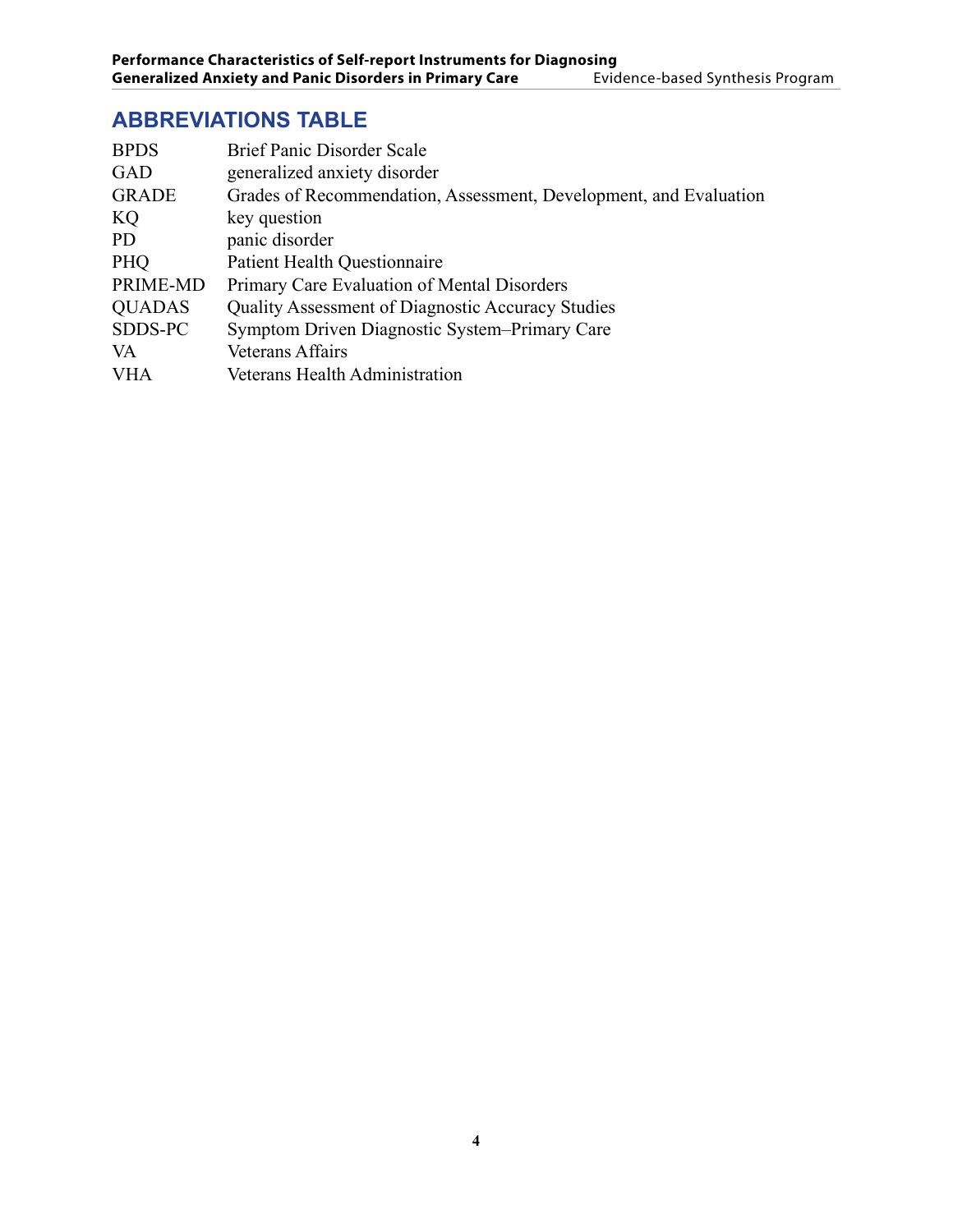## ABBREVIATIONS TABLE

| | |
|---|---|
| BPDS | Brief Panic Disorder Scale |
| GAD | generalized anxiety disorder |
| GRADE | Grades of Recommendation, Assessment, Development, and Evaluation |
| KQ | key question |
| PD | panic disorder |
| PHQ | Patient Health Questionnaire |
| PRIME-MD | Primary Care Evaluation of Mental Disorders |
| QUADAS | Quality Assessment of Diagnostic Accuracy Studies |
| SDDS-PC | Symptom Driven Diagnostic System–Primary Care |
| VA | Veterans Affairs |
| VHA | Veterans Health Administration |